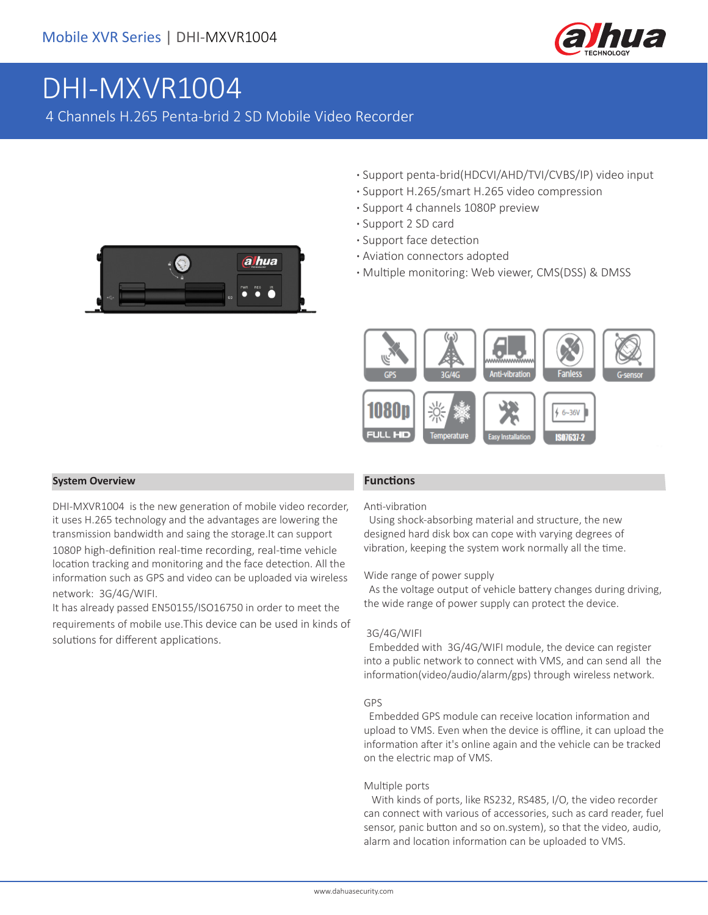# DHI-MXVR1004

4 Channels H.265 Penta-brid 2 SD Mobile Video Recorder

- Support penta-brid(HDCVI/AHD/TVI/CVBS/IP) video input
- Support H.265/smart H.265 video compression
- Support 4 channels 1080P preview
- Support 2 SD card
- Support face detection
- Aviation connectors adopted
- Multiple monitoring: Web viewer, CMS(DSS) & DMSS

GPS | 3G/4G | Anti-vibration | Fanless | G-sensor | 1080p FULL HD | Temperature | Easy Installation | 6~36V ISO7637-2

## System Overview

DHI-MXVR1004 is the new generation of mobile video recorder, it uses H.265 technology and the advantages are lowering the transmission bandwidth and saing the storage.It can support 1080P high-definition real-time recording, real-time vehicle location tracking and monitoring and the face detection. All the information such as GPS and video can be uploaded via wireless network: 3G/4G/WIFI.

It has already passed EN50155/ISO16750 in order to meet the requirements of mobile use.This device can be used in kinds of solutions for different applications.

## Functions

Anti-vibration

Using shock-absorbing material and structure, the new designed hard disk box can cope with varying degrees of vibration, keeping the system work normally all the time.

Wide range of power supply

As the voltage output of vehicle battery changes during driving, the wide range of power supply can protect the device.

3G/4G/WIFI

Embedded with 3G/4G/WIFI module, the device can register into a public network to connect with VMS, and can send all the information(video/audio/alarm/gps) through wireless network.

GPS

Embedded GPS module can receive location information and upload to VMS. Even when the device is offline, it can upload the information after it's online again and the vehicle can be tracked on the electric map of VMS.

Multiple ports

With kinds of ports, like RS232, RS485, I/O, the video recorder can connect with various of accessories, such as card reader, fuel sensor, panic button and so on.system), so that the video, audio, alarm and location information can be uploaded to VMS.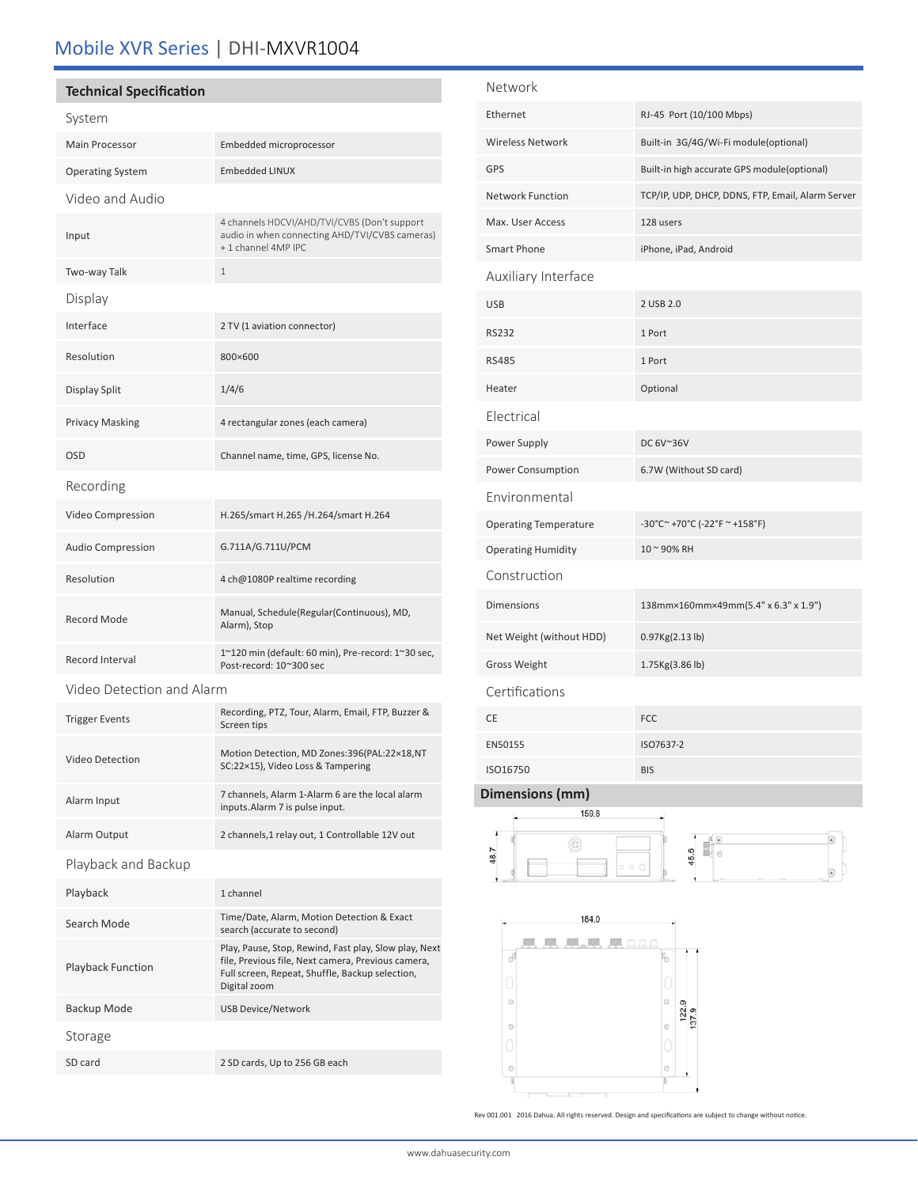# Mobile XVR Series | DHI-MXVR1004

## Technical Specification

### System

| | |
|---|---|
| Main Processor | Embedded microprocessor |
| Operating System | Embedded LINUX |

### Video and Audio

| | |
|---|---|
| Input | 4 channels HDCVI/AHD/TVI/CVBS (Don't support audio in when connecting AHD/TVI/CVBS cameras) + 1 channel 4MP IPC |
| Two-way Talk | 1 |

### Display

| | |
|---|---|
| Interface | 2 TV (1 aviation connector) |
| Resolution | 800×600 |
| Display Split | 1/4/6 |
| Privacy Masking | 4 rectangular zones (each camera) |
| OSD | Channel name, time, GPS, license No. |

### Recording

| | |
|---|---|
| Video Compression | H.265/smart H.265 /H.264/smart H.264 |
| Audio Compression | G.711A/G.711U/PCM |
| Resolution | 4 ch@1080P realtime recording |
| Record Mode | Manual, Schedule(Regular(Continuous), MD, Alarm), Stop |
| Record Interval | 1~120 min (default: 60 min), Pre-record: 1~30 sec, Post-record: 10~300 sec |

### Video Detection and Alarm

| | |
|---|---|
| Trigger Events | Recording, PTZ, Tour, Alarm, Email, FTP, Buzzer & Screen tips |
| Video Detection | Motion Detection, MD Zones:396(PAL:22×18,NTSC:22×15), Video Loss & Tampering |
| Alarm Input | 7 channels, Alarm 1-Alarm 6 are the local alarm inputs.Alarm 7 is pulse input. |
| Alarm Output | 2 channels,1 relay out, 1 Controllable 12V out |

### Playback and Backup

| | |
|---|---|
| Playback | 1 channel |
| Search Mode | Time/Date, Alarm, Motion Detection & Exact search (accurate to second) |
| Playback Function | Play, Pause, Stop, Rewind, Fast play, Slow play, Next file, Previous file, Next camera, Previous camera, Full screen, Repeat, Shuffle, Backup selection, Digital zoom |
| Backup Mode | USB Device/Network |

### Storage

| | |
|---|---|
| SD card | 2 SD cards, Up to 256 GB each |

### Network

| | |
|---|---|
| Ethernet | RJ-45 Port (10/100 Mbps) |
| Wireless Network | Built-in 3G/4G/Wi-Fi module(optional) |
| GPS | Built-in high accurate GPS module(optional) |
| Network Function | TCP/IP, UDP, DHCP, DDNS, FTP, Email, Alarm Server |
| Max. User Access | 128 users |
| Smart Phone | iPhone, iPad, Android |

### Auxiliary Interface

| | |
|---|---|
| USB | 2 USB 2.0 |
| RS232 | 1 Port |
| RS485 | 1 Port |
| Heater | Optional |

### Electrical

| | |
|---|---|
| Power Supply | DC 6V~36V |
| Power Consumption | 6.7W (Without SD card) |

### Environmental

| | |
|---|---|
| Operating Temperature | -30°C~ +70°C (-22°F ~ +158°F) |
| Operating Humidity | 10 ~ 90% RH |

### Construction

| | |
|---|---|
| Dimensions | 138mm×160mm×49mm(5.4" x 6.3" x 1.9") |
| Net Weight (without HDD) | 0.97Kg(2.13 lb) |
| Gross Weight | 1.75Kg(3.86 lb) |

### Certifications

| | |
|---|---|
| CE | FCC |
| EN50155 | ISO7637-2 |
| ISO16750 | BIS |

## Dimensions (mm)

159.8

48.7

45.6

184.0

122.9

137.9

Rev 001.001 2016 Dahua. All rights reserved. Design and specifications are subject to change without notice.

www.dahuasecurity.com